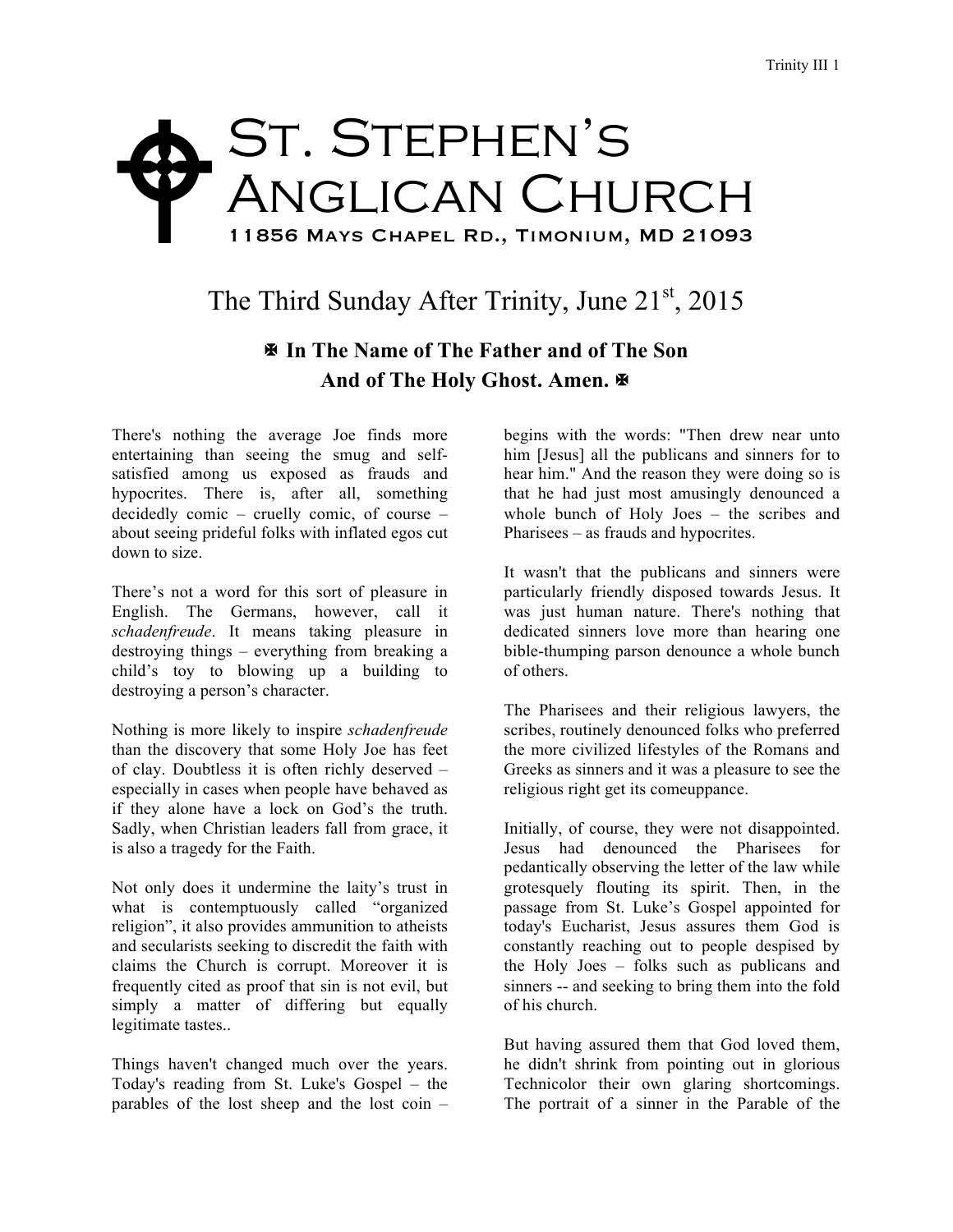# St. Stephen's Anglican Church

11856 Mays Chapel Rd., Timonium, MD 21093

## The Third Sunday After Trinity, June 21st, 2015

**✠ In The Name of The Father and of The Son And of The Holy Ghost. Amen. ✠**

There's nothing the average Joe finds more entertaining than seeing the smug and self-satisfied among us exposed as frauds and hypocrites. There is, after all, something decidedly comic – cruelly comic, of course – about seeing prideful folks with inflated egos cut down to size.

There's not a word for this sort of pleasure in English. The Germans, however, call it *schadenfreude*. It means taking pleasure in destroying things – everything from breaking a child's toy to blowing up a building to destroying a person's character.

Nothing is more likely to inspire *schadenfreude* than the discovery that some Holy Joe has feet of clay. Doubtless it is often richly deserved – especially in cases when people have behaved as if they alone have a lock on God's the truth. Sadly, when Christian leaders fall from grace, it is also a tragedy for the Faith.

Not only does it undermine the laity's trust in what is contemptuously called "organized religion", it also provides ammunition to atheists and secularists seeking to discredit the faith with claims the Church is corrupt. Moreover it is frequently cited as proof that sin is not evil, but simply a matter of differing but equally legitimate tastes..

Things haven't changed much over the years. Today's reading from St. Luke's Gospel – the parables of the lost sheep and the lost coin – begins with the words: "Then drew near unto him [Jesus] all the publicans and sinners for to hear him." And the reason they were doing so is that he had just most amusingly denounced a whole bunch of Holy Joes – the scribes and Pharisees – as frauds and hypocrites.

It wasn't that the publicans and sinners were particularly friendly disposed towards Jesus. It was just human nature. There's nothing that dedicated sinners love more than hearing one bible-thumping parson denounce a whole bunch of others.

The Pharisees and their religious lawyers, the scribes, routinely denounced folks who preferred the more civilized lifestyles of the Romans and Greeks as sinners and it was a pleasure to see the religious right get its comeuppance.

Initially, of course, they were not disappointed. Jesus had denounced the Pharisees for pedantically observing the letter of the law while grotesquely flouting its spirit. Then, in the passage from St. Luke's Gospel appointed for today's Eucharist, Jesus assures them God is constantly reaching out to people despised by the Holy Joes – folks such as publicans and sinners -- and seeking to bring them into the fold of his church.

But having assured them that God loved them, he didn't shrink from pointing out in glorious Technicolor their own glaring shortcomings. The portrait of a sinner in the Parable of the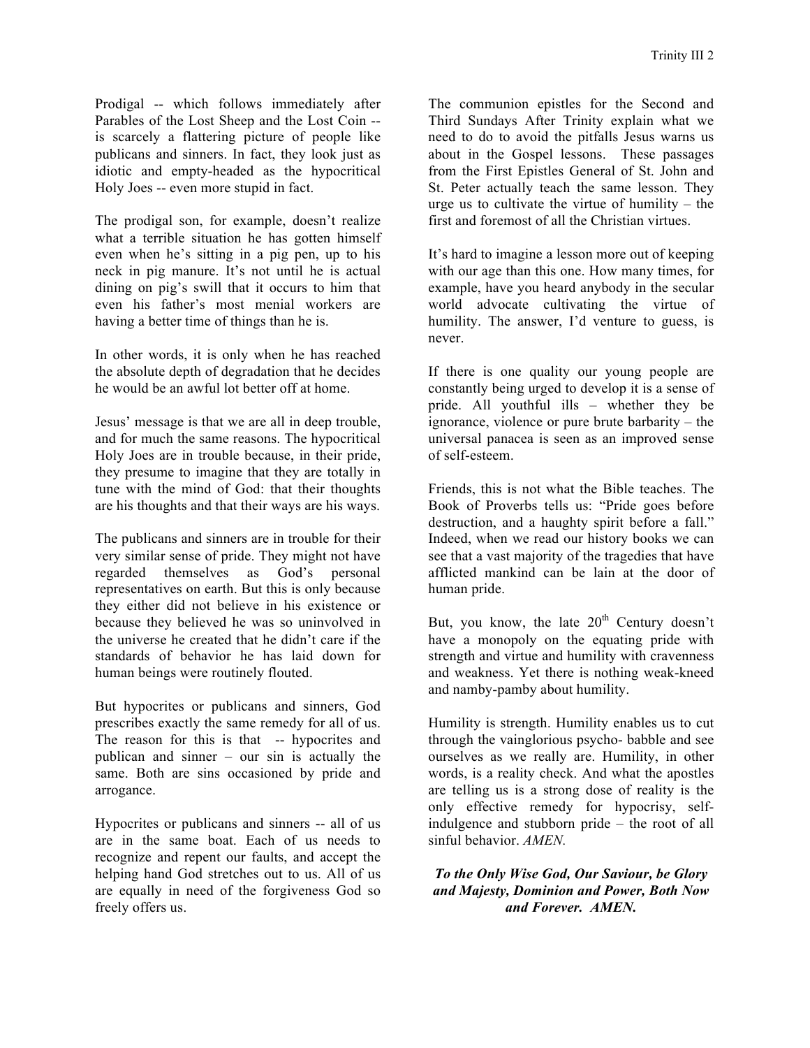Prodigal -- which follows immediately after Parables of the Lost Sheep and the Lost Coin -- is scarcely a flattering picture of people like publicans and sinners. In fact, they look just as idiotic and empty-headed as the hypocritical Holy Joes -- even more stupid in fact.

The prodigal son, for example, doesn't realize what a terrible situation he has gotten himself even when he's sitting in a pig pen, up to his neck in pig manure. It's not until he is actual dining on pig's swill that it occurs to him that even his father's most menial workers are having a better time of things than he is.

In other words, it is only when he has reached the absolute depth of degradation that he decides he would be an awful lot better off at home.

Jesus' message is that we are all in deep trouble, and for much the same reasons. The hypocritical Holy Joes are in trouble because, in their pride, they presume to imagine that they are totally in tune with the mind of God: that their thoughts are his thoughts and that their ways are his ways.

The publicans and sinners are in trouble for their very similar sense of pride. They might not have regarded themselves as God's personal representatives on earth. But this is only because they either did not believe in his existence or because they believed he was so uninvolved in the universe he created that he didn't care if the standards of behavior he has laid down for human beings were routinely flouted.

But hypocrites or publicans and sinners, God prescribes exactly the same remedy for all of us. The reason for this is that -- hypocrites and publican and sinner – our sin is actually the same. Both are sins occasioned by pride and arrogance.

Hypocrites or publicans and sinners -- all of us are in the same boat. Each of us needs to recognize and repent our faults, and accept the helping hand God stretches out to us. All of us are equally in need of the forgiveness God so freely offers us.

The communion epistles for the Second and Third Sundays After Trinity explain what we need to do to avoid the pitfalls Jesus warns us about in the Gospel lessons. These passages from the First Epistles General of St. John and St. Peter actually teach the same lesson. They urge us to cultivate the virtue of humility – the first and foremost of all the Christian virtues.

It's hard to imagine a lesson more out of keeping with our age than this one. How many times, for example, have you heard anybody in the secular world advocate cultivating the virtue of humility. The answer, I'd venture to guess, is never.

If there is one quality our young people are constantly being urged to develop it is a sense of pride. All youthful ills – whether they be ignorance, violence or pure brute barbarity – the universal panacea is seen as an improved sense of self-esteem.

Friends, this is not what the Bible teaches. The Book of Proverbs tells us: "Pride goes before destruction, and a haughty spirit before a fall." Indeed, when we read our history books we can see that a vast majority of the tragedies that have afflicted mankind can be lain at the door of human pride.

But, you know, the late 20th Century doesn't have a monopoly on the equating pride with strength and virtue and humility with cravenness and weakness. Yet there is nothing weak-kneed and namby-pamby about humility.

Humility is strength. Humility enables us to cut through the vainglorious psycho- babble and see ourselves as we really are. Humility, in other words, is a reality check. And what the apostles are telling us is a strong dose of reality is the only effective remedy for hypocrisy, self-indulgence and stubborn pride – the root of all sinful behavior. *AMEN.*

***To the Only Wise God, Our Saviour, be Glory and Majesty, Dominion and Power, Both Now and Forever. AMEN.***